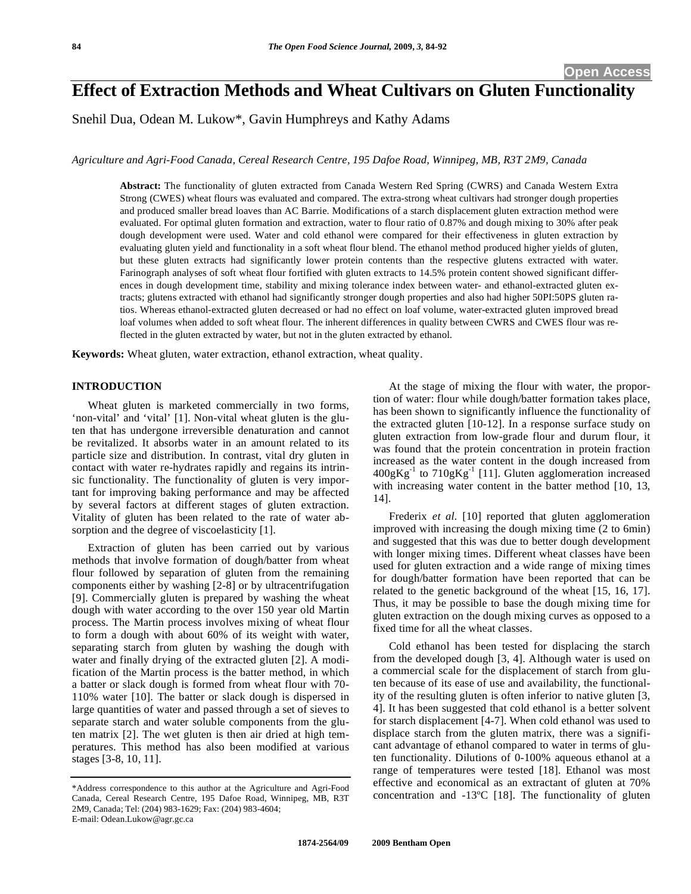# Effect of Extraction Methods and Wheat Cultivars on Gluten Functionality

Snehil Dua, Odean M. Lukow*, Gavin Humphreys and Kathy Adams

*Agriculture and Agri-Food Canada, Cereal Research Centre, 195 Dafoe Road, Winnipeg, MB, R3T 2M9, Canada*

**Abstract:** The functionality of gluten extracted from Canada Western Red Spring (CWRS) and Canada Western Extra Strong (CWES) wheat flours was evaluated and compared. The extra-strong wheat cultivars had stronger dough properties and produced smaller bread loaves than AC Barrie. Modifications of a starch displacement gluten extraction method were evaluated. For optimal gluten formation and extraction, water to flour ratio of 0.87% and dough mixing to 30% after peak dough development were used. Water and cold ethanol were compared for their effectiveness in gluten extraction by evaluating gluten yield and functionality in a soft wheat flour blend. The ethanol method produced higher yields of gluten, but these gluten extracts had significantly lower protein contents than the respective glutens extracted with water. Farinograph analyses of soft wheat flour fortified with gluten extracts to 14.5% protein content showed significant differences in dough development time, stability and mixing tolerance index between water- and ethanol-extracted gluten extracts; glutens extracted with ethanol had significantly stronger dough properties and also had higher 50PI:50PS gluten ratios. Whereas ethanol-extracted gluten decreased or had no effect on loaf volume, water-extracted gluten improved bread loaf volumes when added to soft wheat flour. The inherent differences in quality between CWRS and CWES flour was reflected in the gluten extracted by water, but not in the gluten extracted by ethanol.

**Keywords:** Wheat gluten, water extraction, ethanol extraction, wheat quality.

## INTRODUCTION

Wheat gluten is marketed commercially in two forms, 'non-vital' and 'vital' [1]. Non-vital wheat gluten is the gluten that has undergone irreversible denaturation and cannot be revitalized. It absorbs water in an amount related to its particle size and distribution. In contrast, vital dry gluten in contact with water re-hydrates rapidly and regains its intrinsic functionality. The functionality of gluten is very important for improving baking performance and may be affected by several factors at different stages of gluten extraction. Vitality of gluten has been related to the rate of water absorption and the degree of viscoelasticity [1].

Extraction of gluten has been carried out by various methods that involve formation of dough/batter from wheat flour followed by separation of gluten from the remaining components either by washing [2-8] or by ultracentrifugation [9]. Commercially gluten is prepared by washing the wheat dough with water according to the over 150 year old Martin process. The Martin process involves mixing of wheat flour to form a dough with about 60% of its weight with water, separating starch from gluten by washing the dough with water and finally drying of the extracted gluten [2]. A modification of the Martin process is the batter method, in which a batter or slack dough is formed from wheat flour with 70-110% water [10]. The batter or slack dough is dispersed in large quantities of water and passed through a set of sieves to separate starch and water soluble components from the gluten matrix [2]. The wet gluten is then air dried at high temperatures. This method has also been modified at various stages [3-8, 10, 11].

At the stage of mixing the flour with water, the proportion of water: flour while dough/batter formation takes place, has been shown to significantly influence the functionality of the extracted gluten [10-12]. In a response surface study on gluten extraction from low-grade flour and durum flour, it was found that the protein concentration in protein fraction increased as the water content in the dough increased from $400 gKg^{-1}$ to $710 gKg^{-1}$ [11]. Gluten agglomeration increased with increasing water content in the batter method [10, 13, 14].

Frederix *et al.* [10] reported that gluten agglomeration improved with increasing the dough mixing time (2 to 6min) and suggested that this was due to better dough development with longer mixing times. Different wheat classes have been used for gluten extraction and a wide range of mixing times for dough/batter formation have been reported that can be related to the genetic background of the wheat [15, 16, 17]. Thus, it may be possible to base the dough mixing time for gluten extraction on the dough mixing curves as opposed to a fixed time for all the wheat classes.

Cold ethanol has been tested for displacing the starch from the developed dough [3, 4]. Although water is used on a commercial scale for the displacement of starch from gluten because of its ease of use and availability, the functionality of the resulting gluten is often inferior to native gluten [3, 4]. It has been suggested that cold ethanol is a better solvent for starch displacement [4-7]. When cold ethanol was used to displace starch from the gluten matrix, there was a significant advantage of ethanol compared to water in terms of gluten functionality. Dilutions of 0-100% aqueous ethanol at a range of temperatures were tested [18]. Ethanol was most effective and economical as an extractant of gluten at 70% concentration and -13ºC [18]. The functionality of gluten

*Address correspondence to this author at the Agriculture and Agri-Food Canada, Cereal Research Centre, 195 Dafoe Road, Winnipeg, MB, R3T 2M9, Canada; Tel: (204) 983-1629; Fax: (204) 983-4604; E-mail: Odean.Lukow@agr.gc.ca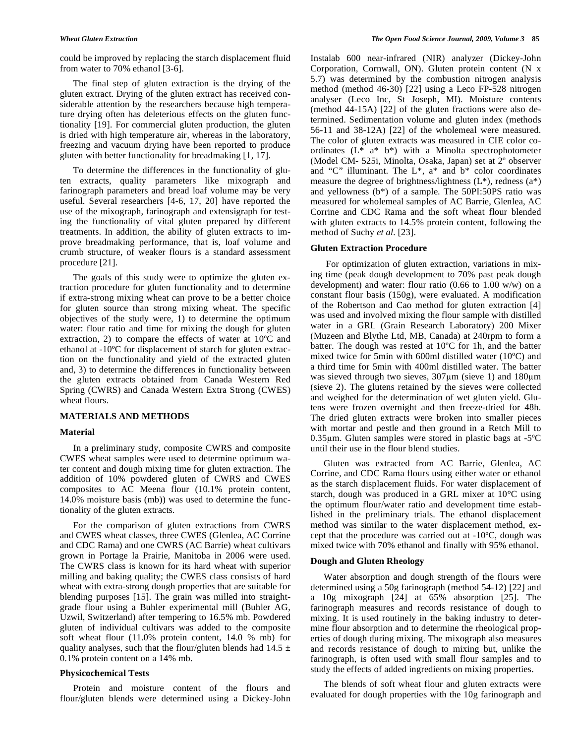could be improved by replacing the starch displacement fluid from water to 70% ethanol [3-6].

The final step of gluten extraction is the drying of the gluten extract. Drying of the gluten extract has received considerable attention by the researchers because high temperature drying often has deleterious effects on the gluten functionality [19]. For commercial gluten production, the gluten is dried with high temperature air, whereas in the laboratory, freezing and vacuum drying have been reported to produce gluten with better functionality for breadmaking [1, 17].

To determine the differences in the functionality of gluten extracts, quality parameters like mixograph and farinograph parameters and bread loaf volume may be very useful. Several researchers [4-6, 17, 20] have reported the use of the mixograph, farinograph and extensigraph for testing the functionality of vital gluten prepared by different treatments. In addition, the ability of gluten extracts to improve breadmaking performance, that is, loaf volume and crumb structure, of weaker flours is a standard assessment procedure [21].

The goals of this study were to optimize the gluten extraction procedure for gluten functionality and to determine if extra-strong mixing wheat can prove to be a better choice for gluten source than strong mixing wheat. The specific objectives of the study were, 1) to determine the optimum water: flour ratio and time for mixing the dough for gluten extraction, 2) to compare the effects of water at 10ºC and ethanol at -10ºC for displacement of starch for gluten extraction on the functionality and yield of the extracted gluten and, 3) to determine the differences in functionality between the gluten extracts obtained from Canada Western Red Spring (CWRS) and Canada Western Extra Strong (CWES) wheat flours.

## MATERIALS AND METHODS

### Material

In a preliminary study, composite CWRS and composite CWES wheat samples were used to determine optimum water content and dough mixing time for gluten extraction. The addition of 10% powdered gluten of CWRS and CWES composites to AC Meena flour (10.1% protein content, 14.0% moisture basis (mb)) was used to determine the functionality of the gluten extracts.

For the comparison of gluten extractions from CWRS and CWES wheat classes, three CWES (Glenlea, AC Corrine and CDC Rama) and one CWRS (AC Barrie) wheat cultivars grown in Portage la Prairie, Manitoba in 2006 were used. The CWRS class is known for its hard wheat with superior milling and baking quality; the CWES class consists of hard wheat with extra-strong dough properties that are suitable for blending purposes [15]. The grain was milled into straight-grade flour using a Buhler experimental mill (Buhler AG, Uzwil, Switzerland) after tempering to 16.5% mb. Powdered gluten of individual cultivars was added to the composite soft wheat flour (11.0% protein content, 14.0 % mb) for quality analyses, such that the flour/gluten blends had 14.5 ± 0.1% protein content on a 14% mb.

### Physicochemical Tests

Protein and moisture content of the flours and flour/gluten blends were determined using a Dickey-John Instalab 600 near-infrared (NIR) analyzer (Dickey-John Corporation, Cornwall, ON). Gluten protein content (N x 5.7) was determined by the combustion nitrogen analysis method (method 46-30) [22] using a Leco FP-528 nitrogen analyser (Leco Inc, St Joseph, MI). Moisture contents (method 44-15A) [22] of the gluten fractions were also determined. Sedimentation volume and gluten index (methods 56-11 and 38-12A) [22] of the wholemeal were measured. The color of gluten extracts was measured in CIE color coordinates (L* a* b*) with a Minolta spectrophotometer (Model CM- 525i, Minolta, Osaka, Japan) set at 2º observer and "C" illuminant. The L*, a* and b* color coordinates measure the degree of brightness/lightness (L*), redness (a*) and yellowness (b*) of a sample. The 50PI:50PS ratio was measured for wholemeal samples of AC Barrie, Glenlea, AC Corrine and CDC Rama and the soft wheat flour blended with gluten extracts to 14.5% protein content, following the method of Suchy *et al.* [23].

### Gluten Extraction Procedure

For optimization of gluten extraction, variations in mixing time (peak dough development to 70% past peak dough development) and water: flour ratio (0.66 to 1.00 w/w) on a constant flour basis (150g), were evaluated. A modification of the Robertson and Cao method for gluten extraction [4] was used and involved mixing the flour sample with distilled water in a GRL (Grain Research Laboratory) 200 Mixer (Muzeen and Blythe Ltd, MB, Canada) at 240rpm to form a batter. The dough was rested at 10ºC for 1h, and the batter mixed twice for 5min with 600ml distilled water (10ºC) and a third time for 5min with 400ml distilled water. The batter was sieved through two sieves, 307μm (sieve 1) and 180μm (sieve 2). The glutens retained by the sieves were collected and weighed for the determination of wet gluten yield. Glutens were frozen overnight and then freeze-dried for 48h. The dried gluten extracts were broken into smaller pieces with mortar and pestle and then ground in a Retch Mill to 0.35μm. Gluten samples were stored in plastic bags at -5ºC until their use in the flour blend studies.

Gluten was extracted from AC Barrie, Glenlea, AC Corrine, and CDC Rama flours using either water or ethanol as the starch displacement fluids. For water displacement of starch, dough was produced in a GRL mixer at 10°C using the optimum flour/water ratio and development time established in the preliminary trials. The ethanol displacement method was similar to the water displacement method, except that the procedure was carried out at -10ºC, dough was mixed twice with 70% ethanol and finally with 95% ethanol.

### Dough and Gluten Rheology

Water absorption and dough strength of the flours were determined using a 50g farinograph (method 54-12) [22] and a 10g mixograph [24] at 65% absorption [25]. The farinograph measures and records resistance of dough to mixing. It is used routinely in the baking industry to determine flour absorption and to determine the rheological properties of dough during mixing. The mixograph also measures and records resistance of dough to mixing but, unlike the farinograph, is often used with small flour samples and to study the effects of added ingredients on mixing properties.

The blends of soft wheat flour and gluten extracts were evaluated for dough properties with the 10g farinograph and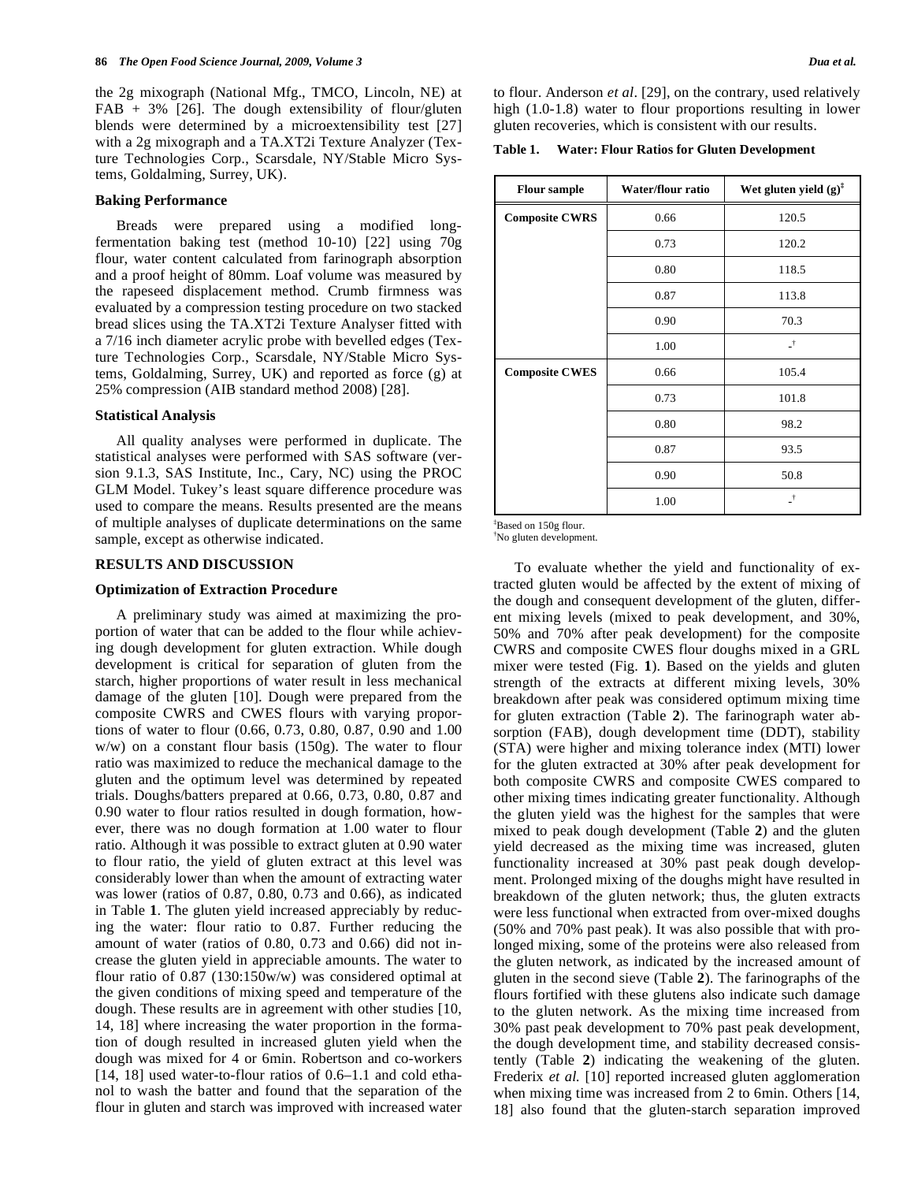the 2g mixograph (National Mfg., TMCO, Lincoln, NE) at FAB + 3% [26]. The dough extensibility of flour/gluten blends were determined by a microextensibility test [27] with a 2g mixograph and a TA.XT2i Texture Analyzer (Texture Technologies Corp., Scarsdale, NY/Stable Micro Systems, Goldalming, Surrey, UK).

### Baking Performance

Breads were prepared using a modified long-fermentation baking test (method 10-10) [22] using 70g flour, water content calculated from farinograph absorption and a proof height of 80mm. Loaf volume was measured by the rapeseed displacement method. Crumb firmness was evaluated by a compression testing procedure on two stacked bread slices using the TA.XT2i Texture Analyser fitted with a 7/16 inch diameter acrylic probe with bevelled edges (Texture Technologies Corp., Scarsdale, NY/Stable Micro Systems, Goldalming, Surrey, UK) and reported as force (g) at 25% compression (AIB standard method 2008) [28].

### Statistical Analysis

All quality analyses were performed in duplicate. The statistical analyses were performed with SAS software (version 9.1.3, SAS Institute, Inc., Cary, NC) using the PROC GLM Model. Tukey's least square difference procedure was used to compare the means. Results presented are the means of multiple analyses of duplicate determinations on the same sample, except as otherwise indicated.

## RESULTS AND DISCUSSION

### Optimization of Extraction Procedure

A preliminary study was aimed at maximizing the proportion of water that can be added to the flour while achieving dough development for gluten extraction. While dough development is critical for separation of gluten from the starch, higher proportions of water result in less mechanical damage of the gluten [10]. Dough were prepared from the composite CWRS and CWES flours with varying proportions of water to flour (0.66, 0.73, 0.80, 0.87, 0.90 and 1.00 w/w) on a constant flour basis (150g). The water to flour ratio was maximized to reduce the mechanical damage to the gluten and the optimum level was determined by repeated trials. Doughs/batters prepared at 0.66, 0.73, 0.80, 0.87 and 0.90 water to flour ratios resulted in dough formation, however, there was no dough formation at 1.00 water to flour ratio. Although it was possible to extract gluten at 0.90 water to flour ratio, the yield of gluten extract at this level was considerably lower than when the amount of extracting water was lower (ratios of 0.87, 0.80, 0.73 and 0.66), as indicated in Table **1**. The gluten yield increased appreciably by reducing the water: flour ratio to 0.87. Further reducing the amount of water (ratios of 0.80, 0.73 and 0.66) did not increase the gluten yield in appreciable amounts. The water to flour ratio of 0.87 (130:150w/w) was considered optimal at the given conditions of mixing speed and temperature of the dough. These results are in agreement with other studies [10, 14, 18] where increasing the water proportion in the formation of dough resulted in increased gluten yield when the dough was mixed for 4 or 6min. Robertson and co-workers [14, 18] used water-to-flour ratios of 0.6–1.1 and cold ethanol to wash the batter and found that the separation of the flour in gluten and starch was improved with increased water to flour. Anderson *et al*. [29], on the contrary, used relatively high (1.0-1.8) water to flour proportions resulting in lower gluten recoveries, which is consistent with our results.

**Table 1. Water: Flour Ratios for Gluten Development**

| Flour sample | Water/flour ratio | Wet gluten yield (g)[‡] |
|---|---|---|
| **Composite CWRS** | 0.66 | 120.5 |
| | 0.73 | 120.2 |
| | 0.80 | 118.5 |
| | 0.87 | 113.8 |
| | 0.90 | 70.3 |
| | 1.00 | -[†] |
| **Composite CWES** | 0.66 | 105.4 |
| | 0.73 | 101.8 |
| | 0.80 | 98.2 |
| | 0.87 | 93.5 |
| | 0.90 | 50.8 |
| | 1.00 | -[†] |

[‡]Based on 150g flour.
[†]No gluten development.

To evaluate whether the yield and functionality of extracted gluten would be affected by the extent of mixing of the dough and consequent development of the gluten, different mixing levels (mixed to peak development, and 30%, 50% and 70% after peak development) for the composite CWRS and composite CWES flour doughs mixed in a GRL mixer were tested (Fig. **1**). Based on the yields and gluten strength of the extracts at different mixing levels, 30% breakdown after peak was considered optimum mixing time for gluten extraction (Table **2**). The farinograph water absorption (FAB), dough development time (DDT), stability (STA) were higher and mixing tolerance index (MTI) lower for the gluten extracted at 30% after peak development for both composite CWRS and composite CWES compared to other mixing times indicating greater functionality. Although the gluten yield was the highest for the samples that were mixed to peak dough development (Table **2**) and the gluten yield decreased as the mixing time was increased, gluten functionality increased at 30% past peak dough development. Prolonged mixing of the doughs might have resulted in breakdown of the gluten network; thus, the gluten extracts were less functional when extracted from over-mixed doughs (50% and 70% past peak). It was also possible that with prolonged mixing, some of the proteins were also released from the gluten network, as indicated by the increased amount of gluten in the second sieve (Table **2**). The farinographs of the flours fortified with these glutens also indicate such damage to the gluten network. As the mixing time increased from 30% past peak development to 70% past peak development, the dough development time, and stability decreased consistently (Table **2**) indicating the weakening of the gluten. Frederix *et al.* [10] reported increased gluten agglomeration when mixing time was increased from 2 to 6min. Others [14, 18] also found that the gluten-starch separation improved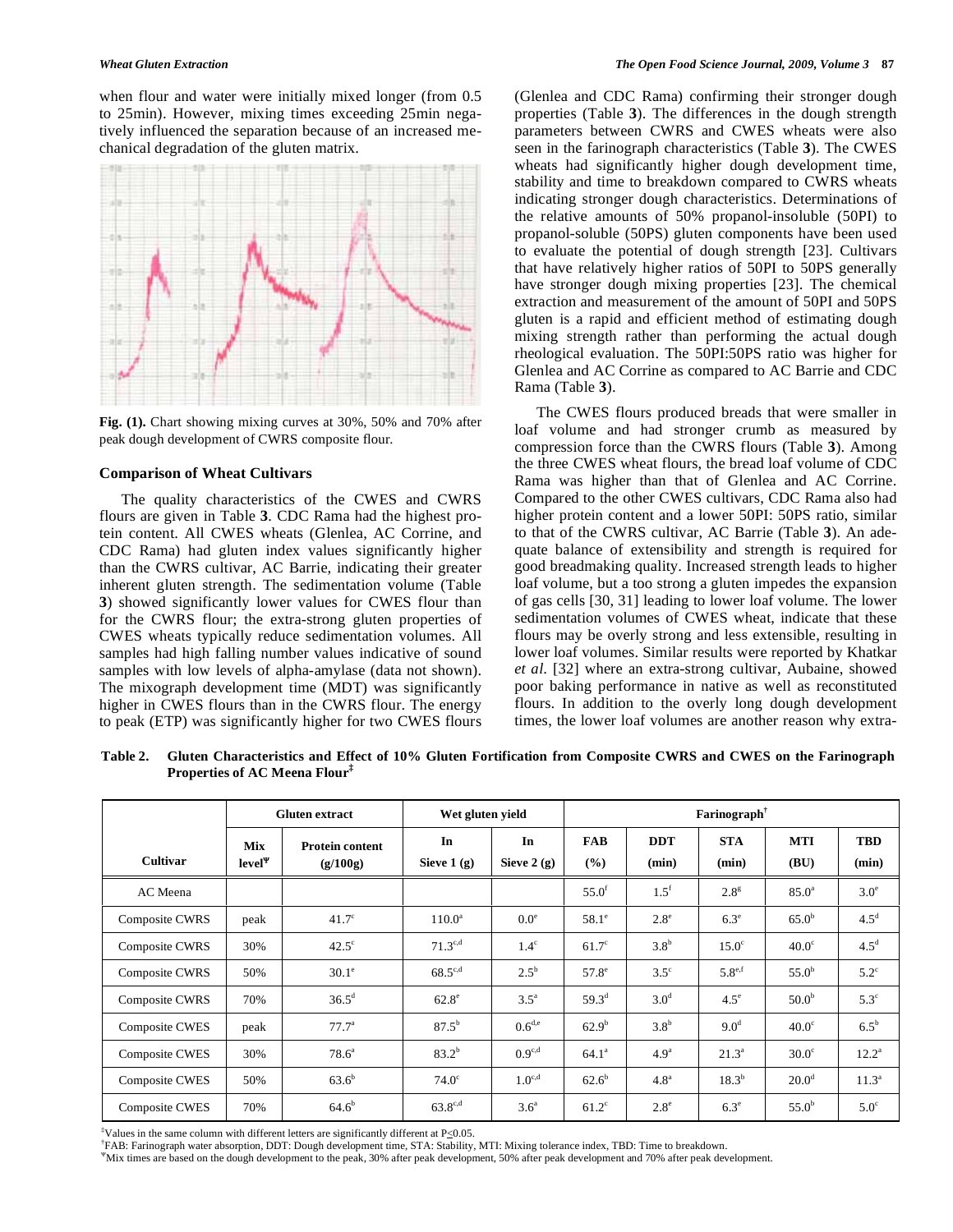when flour and water were initially mixed longer (from 0.5 to 25min). However, mixing times exceeding 25min negatively influenced the separation because of an increased mechanical degradation of the gluten matrix.

**Fig. (1).** Chart showing mixing curves at 30%, 50% and 70% after peak dough development of CWRS composite flour.

### Comparison of Wheat Cultivars

The quality characteristics of the CWES and CWRS flours are given in Table **3**. CDC Rama had the highest protein content. All CWES wheats (Glenlea, AC Corrine, and CDC Rama) had gluten index values significantly higher than the CWRS cultivar, AC Barrie, indicating their greater inherent gluten strength. The sedimentation volume (Table **3**) showed significantly lower values for CWES flour than for the CWRS flour; the extra-strong gluten properties of CWES wheats typically reduce sedimentation volumes. All samples had high falling number values indicative of sound samples with low levels of alpha-amylase (data not shown). The mixograph development time (MDT) was significantly higher in CWES flours than in the CWRS flour. The energy to peak (ETP) was significantly higher for two CWES flours (Glenlea and CDC Rama) confirming their stronger dough properties (Table **3**). The differences in the dough strength parameters between CWRS and CWES wheats were also seen in the farinograph characteristics (Table **3**). The CWES wheats had significantly higher dough development time, stability and time to breakdown compared to CWRS wheats indicating stronger dough characteristics. Determinations of the relative amounts of 50% propanol-insoluble (50PI) to propanol-soluble (50PS) gluten components have been used to evaluate the potential of dough strength [23]. Cultivars that have relatively higher ratios of 50PI to 50PS generally have stronger dough mixing properties [23]. The chemical extraction and measurement of the amount of 50PI and 50PS gluten is a rapid and efficient method of estimating dough mixing strength rather than performing the actual dough rheological evaluation. The 50PI:50PS ratio was higher for Glenlea and AC Corrine as compared to AC Barrie and CDC Rama (Table **3**).

The CWES flours produced breads that were smaller in loaf volume and had stronger crumb as measured by compression force than the CWRS flours (Table **3**). Among the three CWES wheat flours, the bread loaf volume of CDC Rama was higher than that of Glenlea and AC Corrine. Compared to the other CWES cultivars, CDC Rama also had higher protein content and a lower 50PI: 50PS ratio, similar to that of the CWRS cultivar, AC Barrie (Table **3**). An adequate balance of extensibility and strength is required for good breadmaking quality. Increased strength leads to higher loaf volume, but a too strong a gluten impedes the expansion of gas cells [30, 31] leading to lower loaf volume. The lower sedimentation volumes of CWES wheat, indicate that these flours may be overly strong and less extensible, resulting in lower loaf volumes. Similar results were reported by Khatkar *et al.* [32] where an extra-strong cultivar, Aubaine, showed poor baking performance in native as well as reconstituted flours. In addition to the overly long dough development times, the lower loaf volumes are another reason why extra-

**Table 2. Gluten Characteristics and Effect of 10% Gluten Fortification from Composite CWRS and CWES on the Farinograph Properties of AC Meena Flour[‡]**

| | Gluten extract | | Wet gluten yield | | Farinograph[†] | | | | |
|---|---|---|---|---|---|---|---|---|---|
| Cultivar | Mix level[¥] | Protein content (g/100g) | In Sieve 1 (g) | In Sieve 2 (g) | FAB (%) | DDT (min) | STA (min) | MTI (BU) | TBD (min) |
| AC Meena | | | | | 55.0[f] | 1.5[f] | 2.8[g] | 85.0[a] | 3.0[e] |
| Composite CWRS | peak | 41.7[e] | 110.0[a] | 0.0[e] | 58.1[e] | 2.8[e] | 6.3[e] | 65.0[b] | 4.5[d] |
| Composite CWRS | 30% | 42.5[c] | 71.3[c,d] | 1.4[c] | 61.7[c] | 3.8[b] | 15.0[c] | 40.0[c] | 4.5[d] |
| Composite CWRS | 50% | 30.1[e] | 68.5[c,d] | 2.5[b] | 57.8[e] | 3.5[c] | 5.8[e,f] | 55.0[b] | 5.2[c] |
| Composite CWRS | 70% | 36.5[d] | 62.8[e] | 3.5[a] | 59.3[d] | 3.0[d] | 4.5[e] | 50.0[b] | 5.3[c] |
| Composite CWES | peak | 77.7[a] | 87.5[b] | 0.6[d,e] | 62.9[b] | 3.8[b] | 9.0[d] | 40.0[c] | 6.5[b] |
| Composite CWES | 30% | 78.6[a] | 83.2[b] | 0.9[c,d] | 64.1[a] | 4.9[a] | 21.3[a] | 30.0[c] | 12.2[a] |
| Composite CWES | 50% | 63.6[b] | 74.0[c] | 1.0[c,d] | 62.6[b] | 4.8[a] | 18.3[b] | 20.0[d] | 11.3[a] |
| Composite CWES | 70% | 64.6[b] | 63.8[c,d] | 3.6[a] | 61.2[c] | 2.8[e] | 6.3[e] | 55.0[b] | 5.0[c] |

[‡]Values in the same column with different letters are significantly different at P≤0.05.
[†]FAB: Farinograph water absorption, DDT: Dough development time, STA: Stability, MTI: Mixing tolerance index, TBD: Time to breakdown.
[¥]Mix times are based on the dough development to the peak, 30% after peak development, 50% after peak development and 70% after peak development.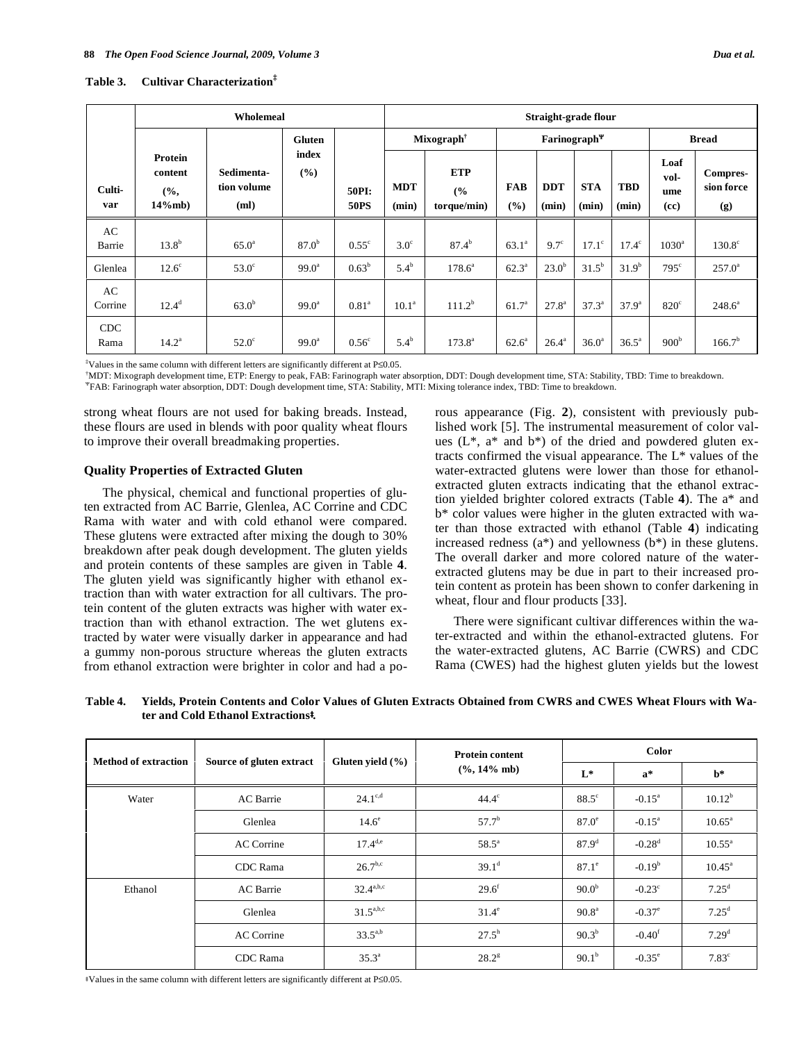**Table 3. Cultivar Characterization‡**

| | Wholemeal | | | | Straight-grade flour | | | | | | | |
|---|---|---|---|---|---|---|---|---|---|---|---|---|
| | | | | | Mixograph† | | Farinograph¥ | | | | Bread | |
| Cultivar | Protein content (%, 14%mb) | Sedimentation volume (ml) | Gluten index (%) | 50PI: 50PS | MDT (min) | ETP (% torque/min) | FAB (%) | DDT (min) | STA (min) | TBD (min) | Loaf volume (cc) | Compression force (g) |
| AC Barrie | 13.8[b] | 65.0[a] | 87.0[b] | 0.55[c] | 3.0[c] | 87.4[b] | 63.1[a] | 9.7[c] | 17.1[c] | 17.4[c] | 1030[a] | 130.8[c] |
| Glenlea | 12.6[c] | 53.0[c] | 99.0[a] | 0.63[b] | 5.4[b] | 178.6[a] | 62.3[a] | 23.0[b] | 31.5[b] | 31.9[b] | 795[c] | 257.0[a] |
| AC Corrine | 12.4[d] | 63.0[b] | 99.0[a] | 0.81[a] | 10.1[a] | 111.2[b] | 61.7[a] | 27.8[a] | 37.3[a] | 37.9[a] | 820[c] | 248.6[a] |
| CDC Rama | 14.2[a] | 52.0[c] | 99.0[a] | 0.56[c] | 5.4[b] | 173.8[a] | 62.6[a] | 26.4[a] | 36.0[a] | 36.5[a] | 900[b] | 166.7[b] |

‡Values in the same column with different letters are significantly different at P≤0.05.
†MDT: Mixograph development time, ETP: Energy to peak, FAB: Farinograph water absorption, DDT: Dough development time, STA: Stability, TBD: Time to breakdown.
¥FAB: Farinograph water absorption, DDT: Dough development time, STA: Stability, MTI: Mixing tolerance index, TBD: Time to breakdown.

strong wheat flours are not used for baking breads. Instead, these flours are used in blends with poor quality wheat flours to improve their overall breadmaking properties.

### Quality Properties of Extracted Gluten

The physical, chemical and functional properties of gluten extracted from AC Barrie, Glenlea, AC Corrine and CDC Rama with water and with cold ethanol were compared. These glutens were extracted after mixing the dough to 30% breakdown after peak dough development. The gluten yields and protein contents of these samples are given in Table **4**. The gluten yield was significantly higher with ethanol extraction than with water extraction for all cultivars. The protein content of the gluten extracts was higher with water extraction than with ethanol extraction. The wet glutens extracted by water were visually darker in appearance and had a gummy non-porous structure whereas the gluten extracts from ethanol extraction were brighter in color and had a porous appearance (Fig. **2**), consistent with previously published work [5]. The instrumental measurement of color values (L*, a* and b*) of the dried and powdered gluten extracts confirmed the visual appearance. The L* values of the water-extracted glutens were lower than those for ethanol-extracted gluten extracts indicating that the ethanol extraction yielded brighter colored extracts (Table **4**). The a* and b* color values were higher in the gluten extracted with water than those extracted with ethanol (Table **4**) indicating increased redness (a*) and yellowness (b*) in these glutens. The overall darker and more colored nature of the water-extracted glutens may be due in part to their increased protein content as protein has been shown to confer darkening in wheat, flour and flour products [33].

There were significant cultivar differences within the water-extracted and within the ethanol-extracted glutens. For the water-extracted glutens, AC Barrie (CWRS) and CDC Rama (CWES) had the highest gluten yields but the lowest

**Table 4. Yields, Protein Contents and Color Values of Gluten Extracts Obtained from CWRS and CWES Wheat Flours with Water and Cold Ethanol Extractions‡**

| Method of extraction | Source of gluten extract | Gluten yield (%) | Protein content (%, 14% mb) | Color | | |
|---|---|---|---|---|---|---|
| | | | | L* | a* | b* |
| Water | AC Barrie | 24.1[c,d] | 44.4[c] | 88.5[c] | -0.15[a] | 10.12[b] |
| | Glenlea | 14.6[e] | 57.7[b] | 87.0[e] | -0.15[a] | 10.65[a] |
| | AC Corrine | 17.4[d,e] | 58.5[a] | 87.9[d] | -0.28[d] | 10.55[a] |
| | CDC Rama | 26.7[b,c] | 39.1[d] | 87.1[e] | -0.19[b] | 10.45[a] |
| Ethanol | AC Barrie | 32.4[a,b,c] | 29.6[f] | 90.0[b] | -0.23[c] | 7.25[d] |
| | Glenlea | 31.5[a,b,c] | 31.4[e] | 90.8[a] | -0.37[e] | 7.25[d] |
| | AC Corrine | 33.5[a,b] | 27.5[h] | 90.3[b] | -0.40[f] | 7.29[d] |
| | CDC Rama | 35.3[a] | 28.2[g] | 90.1[b] | -0.35[e] | 7.83[c] |

‡Values in the same column with different letters are significantly different at P≤0.05.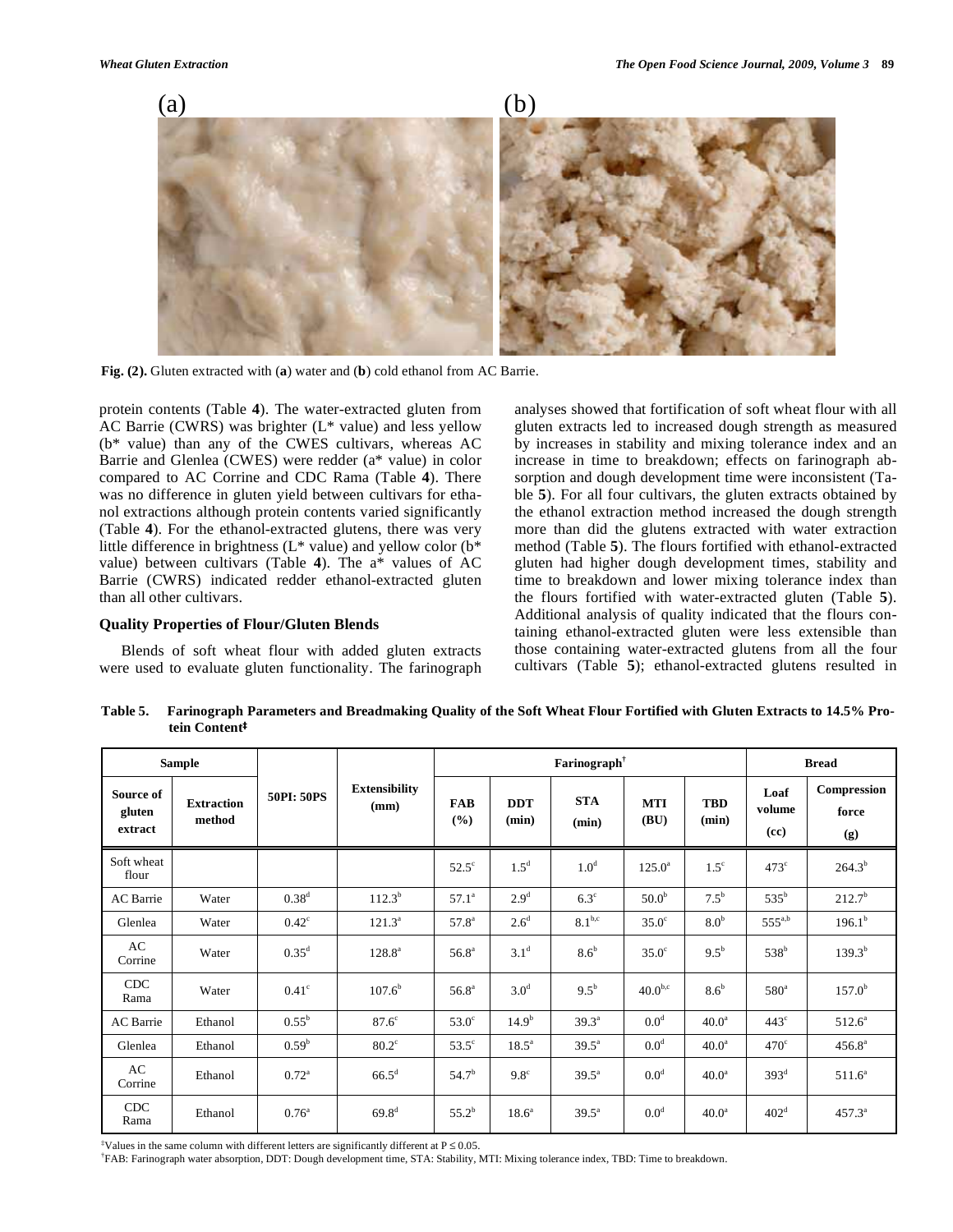Fig. (2). Gluten extracted with (a) water and (b) cold ethanol from AC Barrie.

protein contents (Table 4). The water-extracted gluten from AC Barrie (CWRS) was brighter (L* value) and less yellow (b* value) than any of the CWES cultivars, whereas AC Barrie and Glenlea (CWES) were redder (a* value) in color compared to AC Corrine and CDC Rama (Table 4). There was no difference in gluten yield between cultivars for ethanol extractions although protein contents varied significantly (Table 4). For the ethanol-extracted glutens, there was very little difference in brightness (L* value) and yellow color (b* value) between cultivars (Table 4). The a* values of AC Barrie (CWRS) indicated redder ethanol-extracted gluten than all other cultivars.

### Quality Properties of Flour/Gluten Blends

Blends of soft wheat flour with added gluten extracts were used to evaluate gluten functionality. The farinograph analyses showed that fortification of soft wheat flour with all gluten extracts led to increased dough strength as measured by increases in stability and mixing tolerance index and an increase in time to breakdown; effects on farinograph absorption and dough development time were inconsistent (Table 5). For all four cultivars, the gluten extracts obtained by the ethanol extraction method increased the dough strength more than did the glutens extracted with water extraction method (Table 5). The flours fortified with ethanol-extracted gluten had higher dough development times, stability and time to breakdown and lower mixing tolerance index than the flours fortified with water-extracted gluten (Table 5). Additional analysis of quality indicated that the flours containing ethanol-extracted gluten were less extensible than those containing water-extracted glutens from all the four cultivars (Table 5); ethanol-extracted glutens resulted in

**Table 5. Farinograph Parameters and Breadmaking Quality of the Soft Wheat Flour Fortified with Gluten Extracts to 14.5% Protein Content‡**

| Sample | | 50PI: 50PS | Extensibility (mm) | Farinograph† | | | | | Bread | |
|---|---|---|---|---|---|---|---|---|---|---|
| Source of gluten extract | Extraction method | | | FAB (%) | DDT (min) | STA (min) | MTI (BU) | TBD (min) | Loaf volume (cc) | Compression force (g) |
| Soft wheat flour | | | | 52.5^c | 1.5^d | 1.0^d | 125.0^a | 1.5^c | 473^c | 264.3^b |
| AC Barrie | Water | 0.38^d | 112.3^b | 57.1^a | 2.9^d | 6.3^c | 50.0^b | 7.5^b | 535^b | 212.7^b |
| Glenlea | Water | 0.42^c | 121.3^a | 57.8^a | 2.6^d | 8.1^b,c | 35.0^c | 8.0^b | 555^a,b | 196.1^b |
| AC Corrine | Water | 0.35^d | 128.8^a | 56.8^a | 3.1^d | 8.6^b | 35.0^c | 9.5^b | 538^b | 139.3^b |
| CDC Rama | Water | 0.41^c | 107.6^b | 56.8^a | 3.0^d | 9.5^b | 40.0^b,c | 8.6^b | 580^a | 157.0^b |
| AC Barrie | Ethanol | 0.55^b | 87.6^c | 53.0^c | 14.9^b | 39.3^a | 0.0^d | 40.0^a | 443^c | 512.6^a |
| Glenlea | Ethanol | 0.59^b | 80.2^c | 53.5^c | 18.5^a | 39.5^a | 0.0^d | 40.0^a | 470^c | 456.8^a |
| AC Corrine | Ethanol | 0.72^a | 66.5^d | 54.7^b | 9.8^c | 39.5^a | 0.0^d | 40.0^a | 393^d | 511.6^a |
| CDC Rama | Ethanol | 0.76^a | 69.8^d | 55.2^b | 18.6^a | 39.5^a | 0.0^d | 40.0^a | 402^d | 457.3^a |

‡Values in the same column with different letters are significantly different at $P \leq 0.05$.

†FAB: Farinograph water absorption, DDT: Dough development time, STA: Stability, MTI: Mixing tolerance index, TBD: Time to breakdown.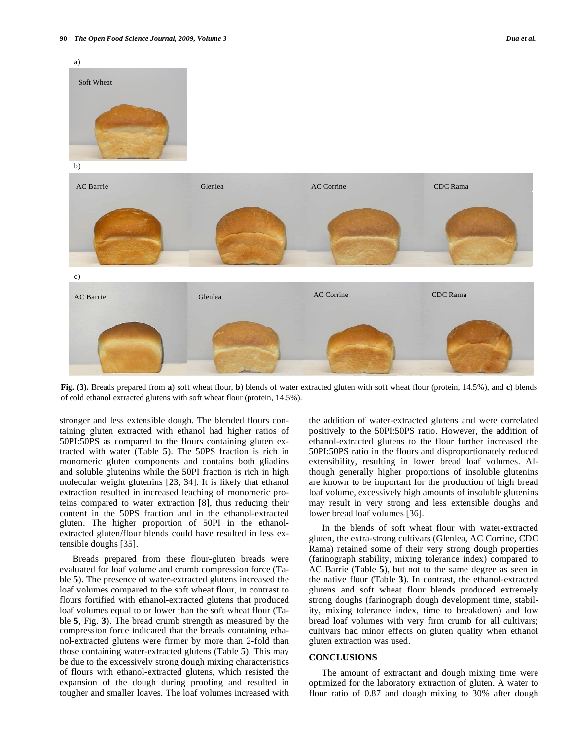a)

Soft Wheat

b)

AC Barrie Glenlea AC Corrine CDC Rama

c)

AC Barrie Glenlea AC Corrine CDC Rama

**Fig. (3).** Breads prepared from **a**) soft wheat flour, **b**) blends of water extracted gluten with soft wheat flour (protein, 14.5%), and **c**) blends of cold ethanol extracted glutens with soft wheat flour (protein, 14.5%).

stronger and less extensible dough. The blended flours containing gluten extracted with ethanol had higher ratios of 50PI:50PS as compared to the flours containing gluten extracted with water (Table **5**). The 50PS fraction is rich in monomeric gluten components and contains both gliadins and soluble glutenins while the 50PI fraction is rich in high molecular weight glutenins [23, 34]. It is likely that ethanol extraction resulted in increased leaching of monomeric proteins compared to water extraction [8], thus reducing their content in the 50PS fraction and in the ethanol-extracted gluten. The higher proportion of 50PI in the ethanol-extracted gluten/flour blends could have resulted in less extensible doughs [35].

Breads prepared from these flour-gluten breads were evaluated for loaf volume and crumb compression force (Table **5**). The presence of water-extracted glutens increased the loaf volumes compared to the soft wheat flour, in contrast to flours fortified with ethanol-extracted glutens that produced loaf volumes equal to or lower than the soft wheat flour (Table **5**, Fig. **3**). The bread crumb strength as measured by the compression force indicated that the breads containing ethanol-extracted glutens were firmer by more than 2-fold than those containing water-extracted glutens (Table **5**). This may be due to the excessively strong dough mixing characteristics of flours with ethanol-extracted glutens, which resisted the expansion of the dough during proofing and resulted in tougher and smaller loaves. The loaf volumes increased with the addition of water-extracted glutens and were correlated positively to the 50PI:50PS ratio. However, the addition of ethanol-extracted glutens to the flour further increased the 50PI:50PS ratio in the flours and disproportionately reduced extensibility, resulting in lower bread loaf volumes. Although generally higher proportions of insoluble glutenins are known to be important for the production of high bread loaf volume, excessively high amounts of insoluble glutenins may result in very strong and less extensible doughs and lower bread loaf volumes [36].

In the blends of soft wheat flour with water-extracted gluten, the extra-strong cultivars (Glenlea, AC Corrine, CDC Rama) retained some of their very strong dough properties (farinograph stability, mixing tolerance index) compared to AC Barrie (Table **5**), but not to the same degree as seen in the native flour (Table **3**). In contrast, the ethanol-extracted glutens and soft wheat flour blends produced extremely strong doughs (farinograph dough development time, stability, mixing tolerance index, time to breakdown) and low bread loaf volumes with very firm crumb for all cultivars; cultivars had minor effects on gluten quality when ethanol gluten extraction was used.

## CONCLUSIONS

The amount of extractant and dough mixing time were optimized for the laboratory extraction of gluten. A water to flour ratio of 0.87 and dough mixing to 30% after dough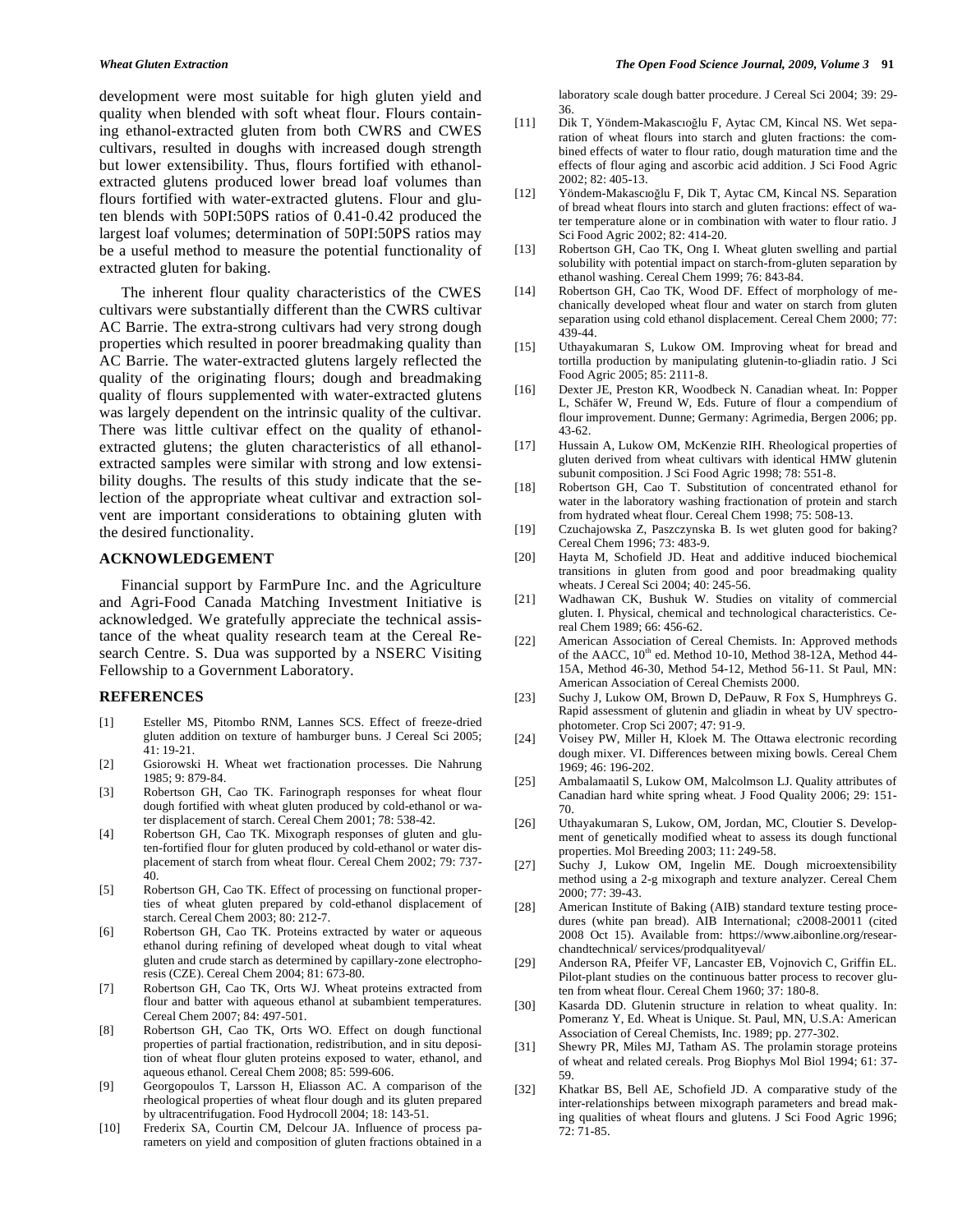development were most suitable for high gluten yield and quality when blended with soft wheat flour. Flours containing ethanol-extracted gluten from both CWRS and CWES cultivars, resulted in doughs with increased dough strength but lower extensibility. Thus, flours fortified with ethanol-extracted glutens produced lower bread loaf volumes than flours fortified with water-extracted glutens. Flour and gluten blends with 50PI:50PS ratios of 0.41-0.42 produced the largest loaf volumes; determination of 50PI:50PS ratios may be a useful method to measure the potential functionality of extracted gluten for baking.

The inherent flour quality characteristics of the CWES cultivars were substantially different than the CWRS cultivar AC Barrie. The extra-strong cultivars had very strong dough properties which resulted in poorer breadmaking quality than AC Barrie. The water-extracted glutens largely reflected the quality of the originating flours; dough and breadmaking quality of flours supplemented with water-extracted glutens was largely dependent on the intrinsic quality of the cultivar. There was little cultivar effect on the quality of ethanol-extracted glutens; the gluten characteristics of all ethanol-extracted samples were similar with strong and low extensibility doughs. The results of this study indicate that the selection of the appropriate wheat cultivar and extraction solvent are important considerations to obtaining gluten with the desired functionality.

## ACKNOWLEDGEMENT

Financial support by FarmPure Inc. and the Agriculture and Agri-Food Canada Matching Investment Initiative is acknowledged. We gratefully appreciate the technical assistance of the wheat quality research team at the Cereal Research Centre. S. Dua was supported by a NSERC Visiting Fellowship to a Government Laboratory.

## REFERENCES

[1] Esteller MS, Pitombo RNM, Lannes SCS. Effect of freeze-dried gluten addition on texture of hamburger buns. J Cereal Sci 2005; 41: 19-21.

[2] Gsiorowski H. Wheat wet fractionation processes. Die Nahrung 1985; 9: 879-84.

[3] Robertson GH, Cao TK. Farinograph responses for wheat flour dough fortified with wheat gluten produced by cold-ethanol or water displacement of starch. Cereal Chem 2001; 78: 538-42.

[4] Robertson GH, Cao TK. Mixograph responses of gluten and gluten-fortified flour for gluten produced by cold-ethanol or water displacement of starch from wheat flour. Cereal Chem 2002; 79: 737-40.

[5] Robertson GH, Cao TK. Effect of processing on functional properties of wheat gluten prepared by cold-ethanol displacement of starch. Cereal Chem 2003; 80: 212-7.

[6] Robertson GH, Cao TK. Proteins extracted by water or aqueous ethanol during refining of developed wheat dough to vital wheat gluten and crude starch as determined by capillary-zone electrophoresis (CZE). Cereal Chem 2004; 81: 673-80.

[7] Robertson GH, Cao TK, Orts WJ. Wheat proteins extracted from flour and batter with aqueous ethanol at subambient temperatures. Cereal Chem 2007; 84: 497-501.

[8] Robertson GH, Cao TK, Orts WO. Effect on dough functional properties of partial fractionation, redistribution, and in situ deposition of wheat flour gluten proteins exposed to water, ethanol, and aqueous ethanol. Cereal Chem 2008; 85: 599-606.

[9] Georgopoulos T, Larsson H, Eliasson AC. A comparison of the rheological properties of wheat flour dough and its gluten prepared by ultracentrifugation. Food Hydrocoll 2004; 18: 143-51.

[10] Frederix SA, Courtin CM, Delcour JA. Influence of process parameters on yield and composition of gluten fractions obtained in a laboratory scale dough batter procedure. J Cereal Sci 2004; 39: 29-36.

[11] Dik T, Yöndem-Makascıoğlu F, Aytac CM, Kincal NS. Wet separation of wheat flours into starch and gluten fractions: the combined effects of water to flour ratio, dough maturation time and the effects of flour aging and ascorbic acid addition. J Sci Food Agric 2002; 82: 405-13.

[12] Yöndem-Makascıoğlu F, Dik T, Aytac CM, Kincal NS. Separation of bread wheat flours into starch and gluten fractions: effect of water temperature alone or in combination with water to flour ratio. J Sci Food Agric 2002; 82: 414-20.

[13] Robertson GH, Cao TK, Ong I. Wheat gluten swelling and partial solubility with potential impact on starch-from-gluten separation by ethanol washing. Cereal Chem 1999; 76: 843-84.

[14] Robertson GH, Cao TK, Wood DF. Effect of morphology of mechanically developed wheat flour and water on starch from gluten separation using cold ethanol displacement. Cereal Chem 2000; 77: 439-44.

[15] Uthayakumaran S, Lukow OM. Improving wheat for bread and tortilla production by manipulating glutenin-to-gliadin ratio. J Sci Food Agric 2005; 85: 2111-8.

[16] Dexter JE, Preston KR, Woodbeck N. Canadian wheat. In: Popper L, Schäfer W, Freund W, Eds. Future of flour a compendium of flour improvement. Dunne; Germany: Agrimedia, Bergen 2006; pp. 43-62.

[17] Hussain A, Lukow OM, McKenzie RIH. Rheological properties of gluten derived from wheat cultivars with identical HMW glutenin subunit composition. J Sci Food Agric 1998; 78: 551-8.

[18] Robertson GH, Cao T. Substitution of concentrated ethanol for water in the laboratory washing fractionation of protein and starch from hydrated wheat flour. Cereal Chem 1998; 75: 508-13.

[19] Czuchajowska Z, Paszczynska B. Is wet gluten good for baking? Cereal Chem 1996; 73: 483-9.

[20] Hayta M, Schofield JD. Heat and additive induced biochemical transitions in gluten from good and poor breadmaking quality wheats. J Cereal Sci 2004; 40: 245-56.

[21] Wadhawan CK, Bushuk W. Studies on vitality of commercial gluten. I. Physical, chemical and technological characteristics. Cereal Chem 1989; 66: 456-62.

[22] American Association of Cereal Chemists. In: Approved methods of the AACC, 10th ed. Method 10-10, Method 38-12A, Method 44-15A, Method 46-30, Method 54-12, Method 56-11. St Paul, MN: American Association of Cereal Chemists 2000.

[23] Suchy J, Lukow OM, Brown D, DePauw, R Fox S, Humphreys G. Rapid assessment of glutenin and gliadin in wheat by UV spectrophotometer. Crop Sci 2007; 47: 91-9.

[24] Voisey PW, Miller H, Kloek M. The Ottawa electronic recording dough mixer. VI. Differences between mixing bowls. Cereal Chem 1969; 46: 196-202.

[25] Ambalamaatil S, Lukow OM, Malcolmson LJ. Quality attributes of Canadian hard white spring wheat. J Food Quality 2006; 29: 151-70.

[26] Uthayakumaran S, Lukow, OM, Jordan, MC, Cloutier S. Development of genetically modified wheat to assess its dough functional properties. Mol Breeding 2003; 11: 249-58.

[27] Suchy J, Lukow OM, Ingelin ME. Dough microextensibility method using a 2-g mixograph and texture analyzer. Cereal Chem 2000; 77: 39-43.

[28] American Institute of Baking (AIB) standard texture testing procedures (white pan bread). AIB International; c2008-20011 (cited 2008 Oct 15). Available from: https://www.aibonline.org/researchandtechnical/ services/prodqualityeval/

[29] Anderson RA, Pfeifer VF, Lancaster EB, Vojnovich C, Griffin EL. Pilot-plant studies on the continuous batter process to recover gluten from wheat flour. Cereal Chem 1960; 37: 180-8.

[30] Kasarda DD. Glutenin structure in relation to wheat quality. In: Pomeranz Y, Ed. Wheat is Unique. St. Paul, MN, U.S.A: American Association of Cereal Chemists, Inc. 1989; pp. 277-302.

[31] Shewry PR, Miles MJ, Tatham AS. The prolamin storage proteins of wheat and related cereals. Prog Biophys Mol Biol 1994; 61: 37-59.

[32] Khatkar BS, Bell AE, Schofield JD. A comparative study of the inter-relationships between mixograph parameters and bread making qualities of wheat flours and glutens. J Sci Food Agric 1996; 72: 71-85.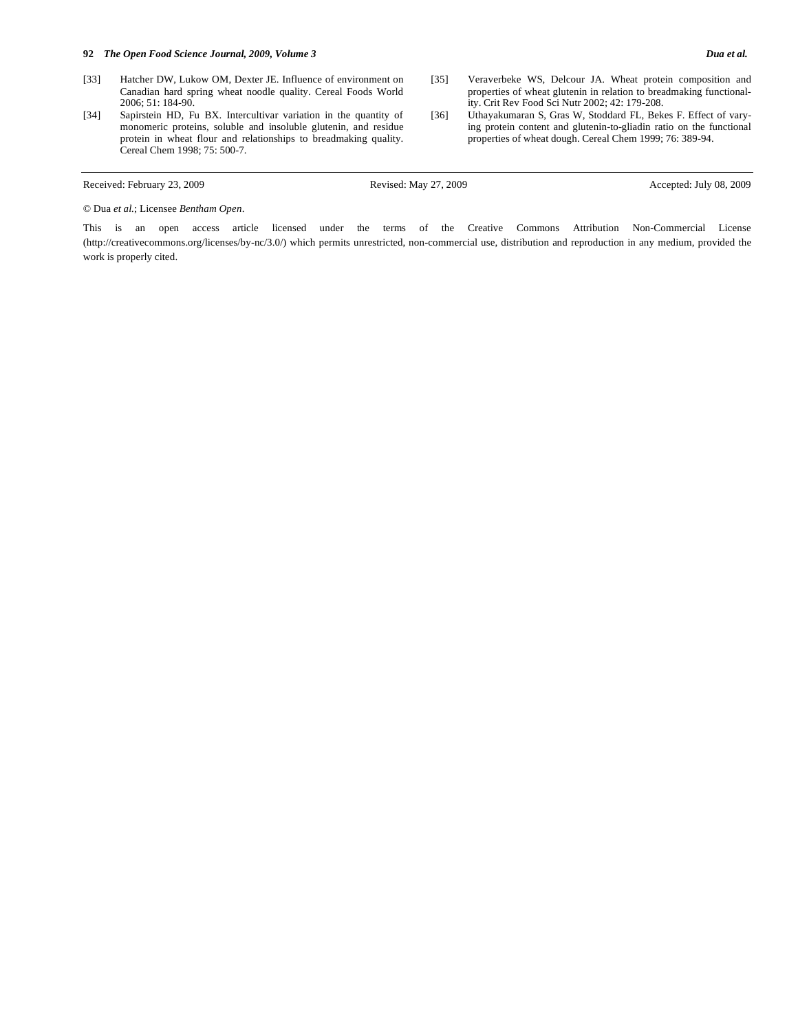[33] Hatcher DW, Lukow OM, Dexter JE. Influence of environment on Canadian hard spring wheat noodle quality. Cereal Foods World 2006; 51: 184-90.

[34] Sapirstein HD, Fu BX. Intercultivar variation in the quantity of monomeric proteins, soluble and insoluble glutenin, and residue protein in wheat flour and relationships to breadmaking quality. Cereal Chem 1998; 75: 500-7.

[35] Veraverbeke WS, Delcour JA. Wheat protein composition and properties of wheat glutenin in relation to breadmaking functionality. Crit Rev Food Sci Nutr 2002; 42: 179-208.

[36] Uthayakumaran S, Gras W, Stoddard FL, Bekes F. Effect of varying protein content and glutenin-to-gliadin ratio on the functional properties of wheat dough. Cereal Chem 1999; 76: 389-94.

---

Received: February 23, 2009 Revised: May 27, 2009 Accepted: July 08, 2009

© Dua *et al.*; Licensee *Bentham Open*.

This is an open access article licensed under the terms of the Creative Commons Attribution Non-Commercial License (http://creativecommons.org/licenses/by-nc/3.0/) which permits unrestricted, non-commercial use, distribution and reproduction in any medium, provided the work is properly cited.